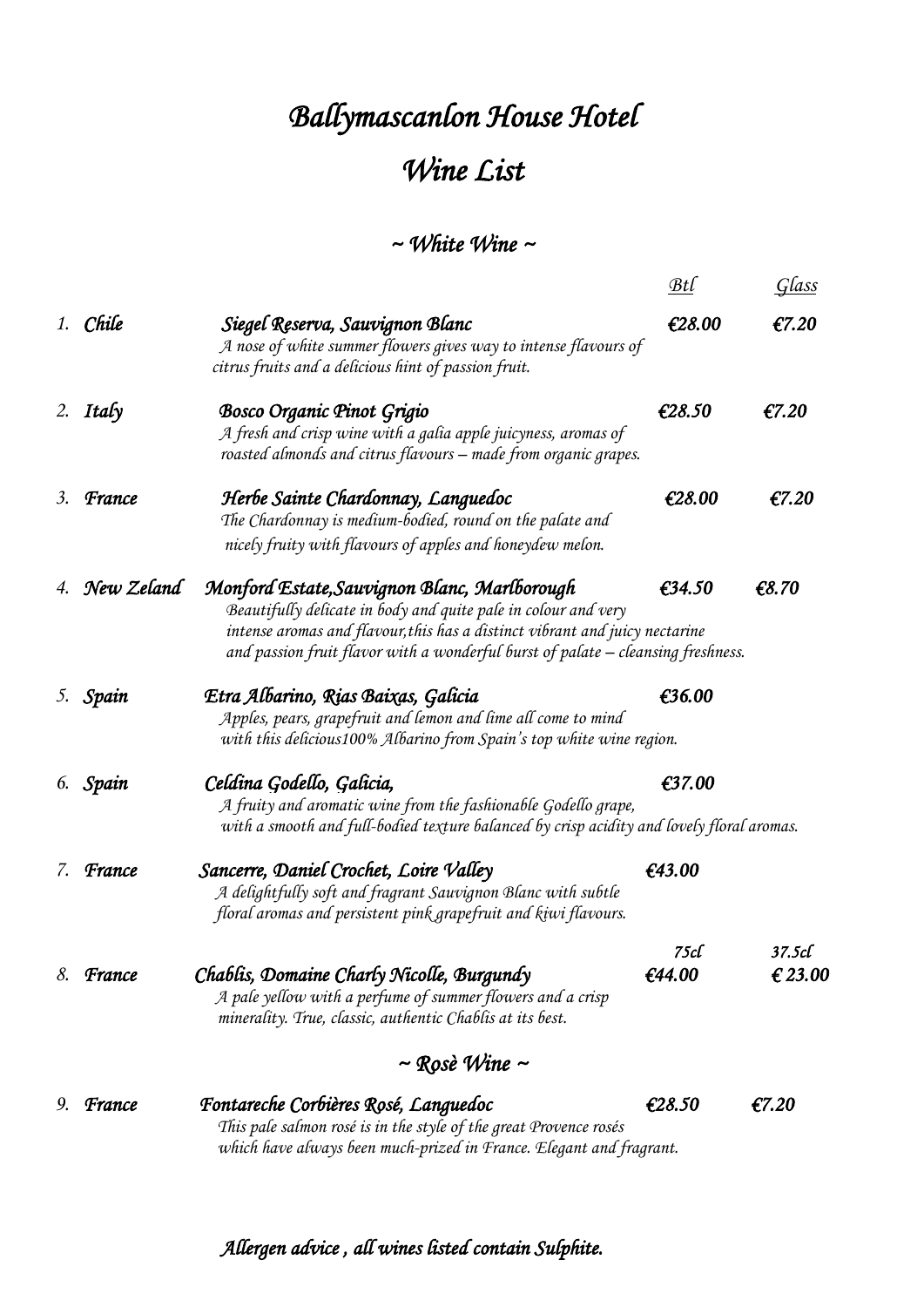# *Ballymascanlon House Hotel*

# *Wine List*

## *~ White Wine ~*

| | | | Btl | Glass |
|---|---|---|---|---|
| 1. | Chile | **Siegel Reserva, Sauvignon Blanc**<br>*A nose of white summer flowers gives way to intense flavours of citrus fruits and a delicious hint of passion fruit.* | €28.00 | €7.20 |
| 2. | Italy | **Bosco Organic Pinot Grigio**<br>*A fresh and crisp wine with a galia apple juicyness, aromas of roasted almonds and citrus flavours – made from organic grapes.* | €28.50 | €7.20 |
| 3. | France | **Herbe Sainte Chardonnay, Languedoc**<br>*The Chardonnay is medium-bodied, round on the palate and nicely fruity with flavours of apples and honeydew melon.* | €28.00 | €7.20 |
| 4. | New Zeland | **Monford Estate,Sauvignon Blanc, Marlborough**<br>*Beautifully delicate in body and quite pale in colour and very intense aromas and flavour,this has a distinct vibrant and juicy nectarine and passion fruit flavor with a wonderful burst of palate – cleansing freshness.* | €34.50 | €8.70 |
| 5. | Spain | **Etra Albarino, Rias Baixas, Galicia**<br>*Apples, pears, grapefruit and lemon and lime all come to mind with this delicious100% Albarino from Spain's top white wine region.* | €36.00 | |
| 6. | Spain | **Celdina Godello, Galicia,**<br>*A fruity and aromatic wine from the fashionable Godello grape, with a smooth and full-bodied texture balanced by crisp acidity and lovely floral aromas.* | €37.00 | |
| 7. | France | **Sancerre, Daniel Crochet, Loire Valley**<br>*A delightfully soft and fragrant Sauvignon Blanc with subtle floral aromas and persistent pink grapefruit and kiwi flavours.* | €43.00 | |
| | | | 75cl | 37.5cl |
| 8. | France | **Chablis, Domaine Charly Nicolle, Burgundy**<br>*A pale yellow with a perfume of summer flowers and a crisp minerality. True, classic, authentic Chablis at its best.* | €44.00 | € 23.00 |

## *~ Rosè Wine ~*

| | | | Btl | Glass |
|---|---|---|---|---|
| 9. | France | **Fontareche Corbières Rosé, Languedoc**<br>*This pale salmon rosé is in the style of the great Provence rosés which have always been much-prized in France. Elegant and fragrant.* | €28.50 | €7.20 |

***Allergen advice , all wines listed contain Sulphite.***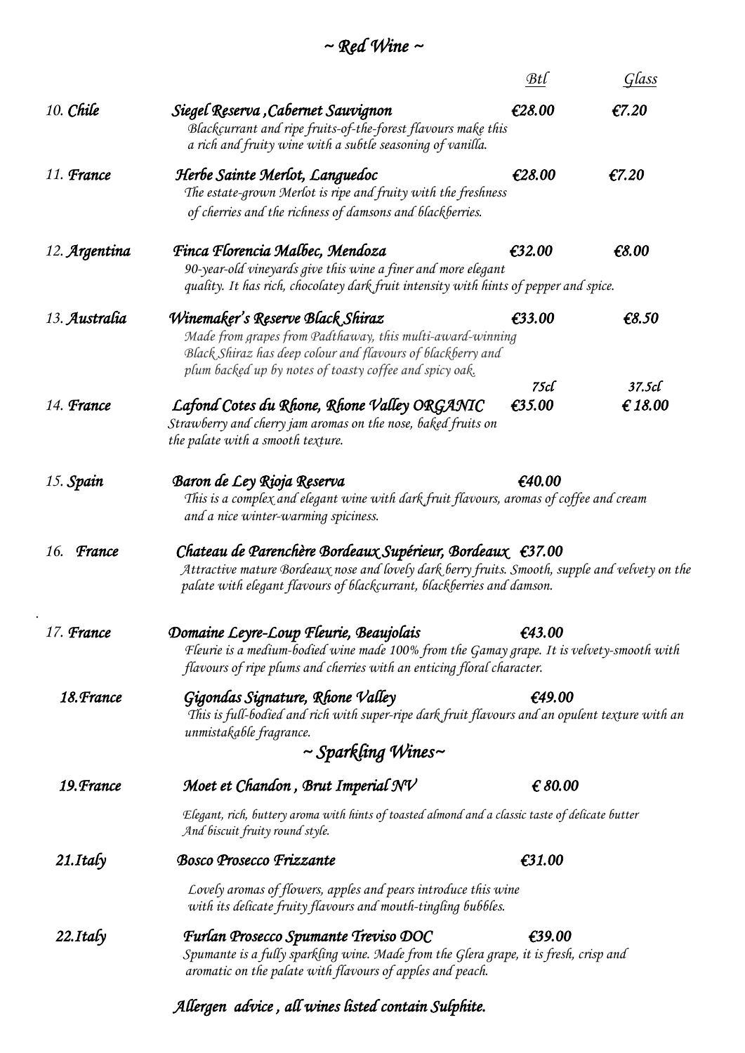# ~ Red Wine ~

| | | Btl | Glass |
|---|---|---|---|
| 10. **Chile** | ***Siegel Reserva ,Cabernet Sauvignon***<br>*Blackcurrant and ripe fruits-of-the-forest flavours make this a rich and fruity wine with a subtle seasoning of vanilla.* | €28.00 | €7.20 |
| 11. **France** | ***Herbe Sainte Merlot, Languedoc***<br>*The estate-grown Merlot is ripe and fruity with the freshness of cherries and the richness of damsons and blackberries.* | €28.00 | €7.20 |
| 12. **Argentina** | ***Finca Florencia Malbec, Mendoza***<br>*90-year-old vineyards give this wine a finer and more elegant quality. It has rich, chocolatey dark fruit intensity with hints of pepper and spice.* | €32.00 | €8.00 |
| 13. **Australia** | ***Winemaker's Reserve Black Shiraz***<br>*Made from grapes from Padthaway, this multi-award-winning Black Shiraz has deep colour and flavours of blackberry and plum backed up by notes of toasty coffee and spicy oak.* | €33.00 | €8.50 |
| | | 75cl | 37.5cl |
| 14. **France** | ***Lafond Cotes du Rhone, Rhone Valley ORGANIC***<br>*Strawberry and cherry jam aromas on the nose, baked fruits on the palate with a smooth texture.* | €35.00 | € 18.00 |
| 15. **Spain** | ***Baron de Ley Rioja Reserva***<br>*This is a complex and elegant wine with dark fruit flavours, aromas of coffee and cream and a nice winter-warming spiciness.* | €40.00 | |
| 16. **France** | ***Chateau de Parenchère Bordeaux Supérieur, Bordeaux***<br>*Attractive mature Bordeaux nose and lovely dark berry fruits. Smooth, supple and velvety on the palate with elegant flavours of blackcurrant, blackberries and damson.* | €37.00 | |
| 17. **France** | ***Domaine Leyre-Loup Fleurie, Beaujolais***<br>*Fleurie is a medium-bodied wine made 100% from the Gamay grape. It is velvety-smooth with flavours of ripe plums and cherries with an enticing floral character.* | €43.00 | |
| 18. **France** | ***Gigondas Signature, Rhone Valley***<br>*This is full-bodied and rich with super-ripe dark fruit flavours and an opulent texture with an unmistakable fragrance.* | €49.00 | |

## ~ Sparkling Wines~

| | | | |
|---|---|---|---|
| 19. **France** | ***Moet et Chandon , Brut Imperial NV***<br>*Elegant, rich, buttery aroma with hints of toasted almond and a classic taste of delicate butter And biscuit fruity round style.* | € 80.00 | |
| 21. **Italy** | ***Bosco Prosecco Frizzante***<br>*Lovely aromas of flowers, apples and pears introduce this wine with its delicate fruity flavours and mouth-tingling bubbles.* | €31.00 | |
| 22. **Italy** | ***Furlan Prosecco Spumante Treviso DOC***<br>*Spumante is a fully sparkling wine. Made from the Glera grape, it is fresh, crisp and aromatic on the palate with flavours of apples and peach.* | €39.00 | |

***Allergen advice , all wines listed contain Sulphite.***